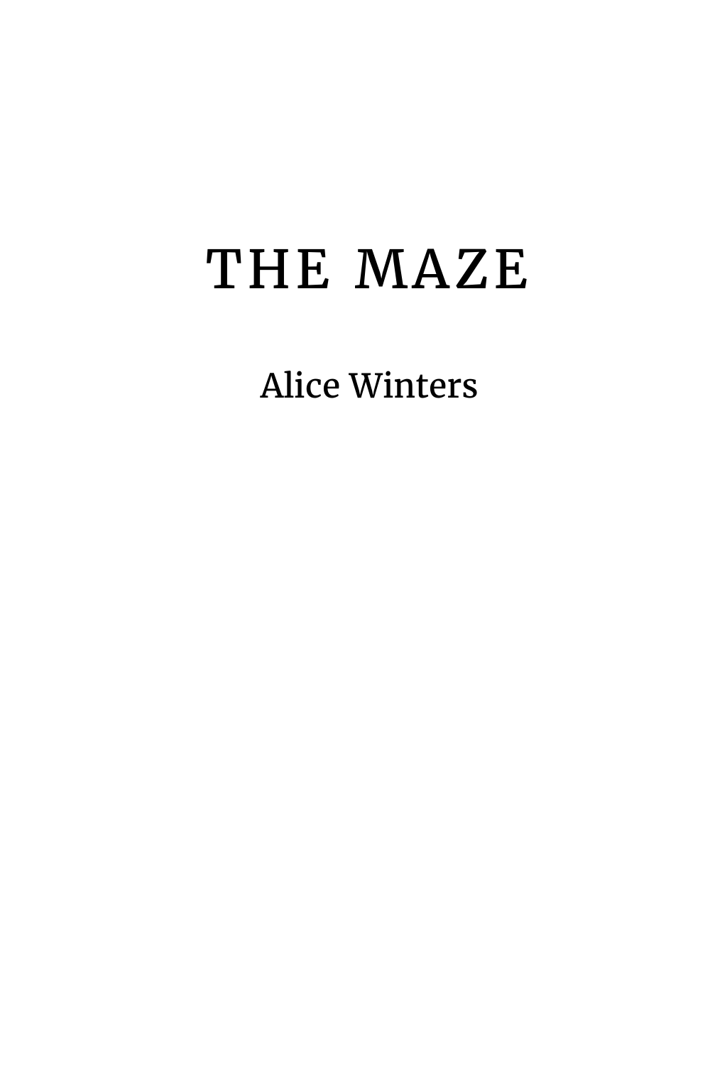# THE MAZE

Alice Winters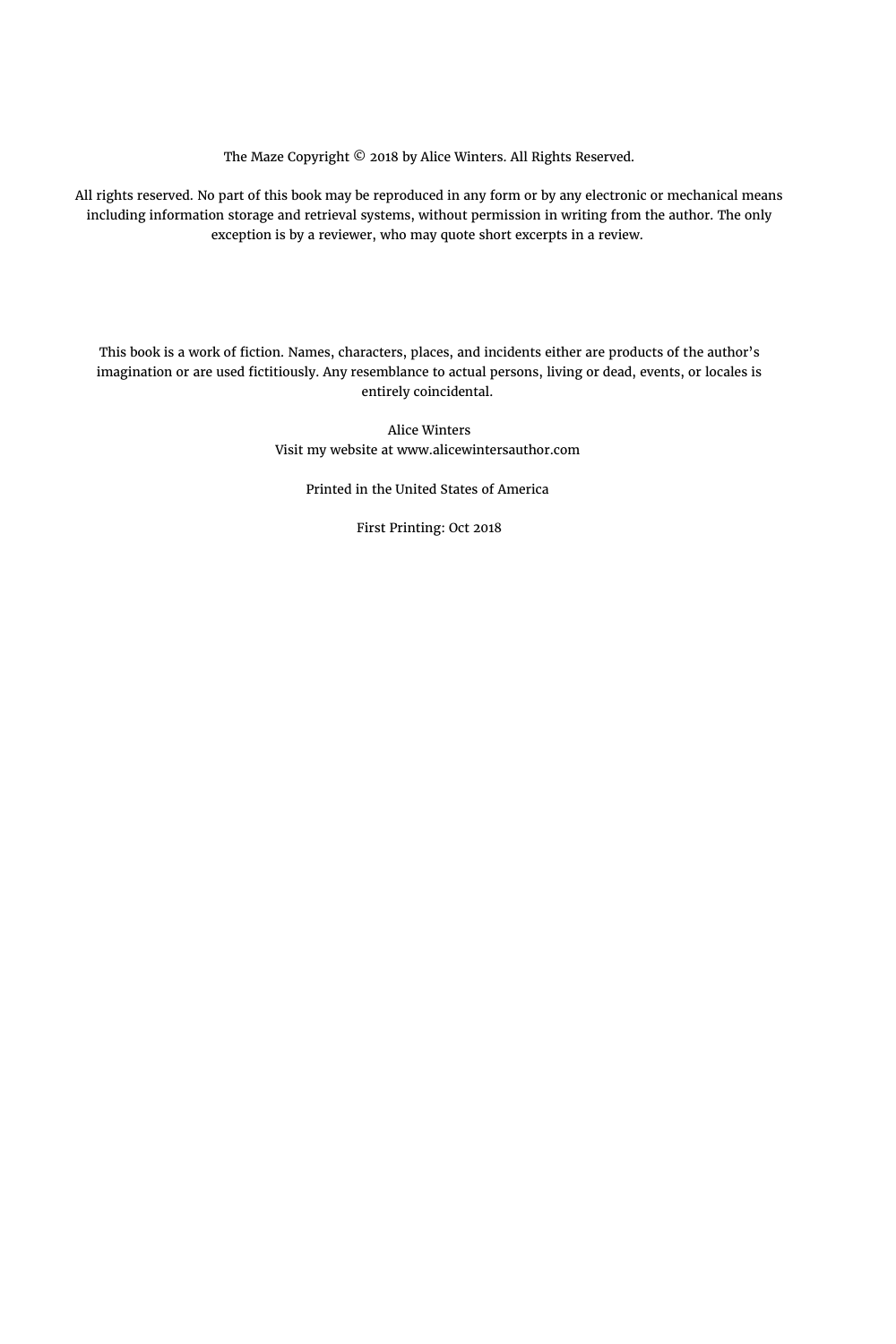The Maze Copyright © 2018 by Alice Winters. All Rights Reserved.

All rights reserved. No part of this book may be reproduced in any form or by any electronic or mechanical means including information storage and retrieval systems, without permission in writing from the author. The only exception is by a reviewer, who may quote short excerpts in a review.

This book is a work of fiction. Names, characters, places, and incidents either are products of the author's imagination or are used fictitiously. Any resemblance to actual persons, living or dead, events, or locales is entirely coincidental.

Alice Winters
Visit my website at www.alicewintersauthor.com

Printed in the United States of America

First Printing: Oct 2018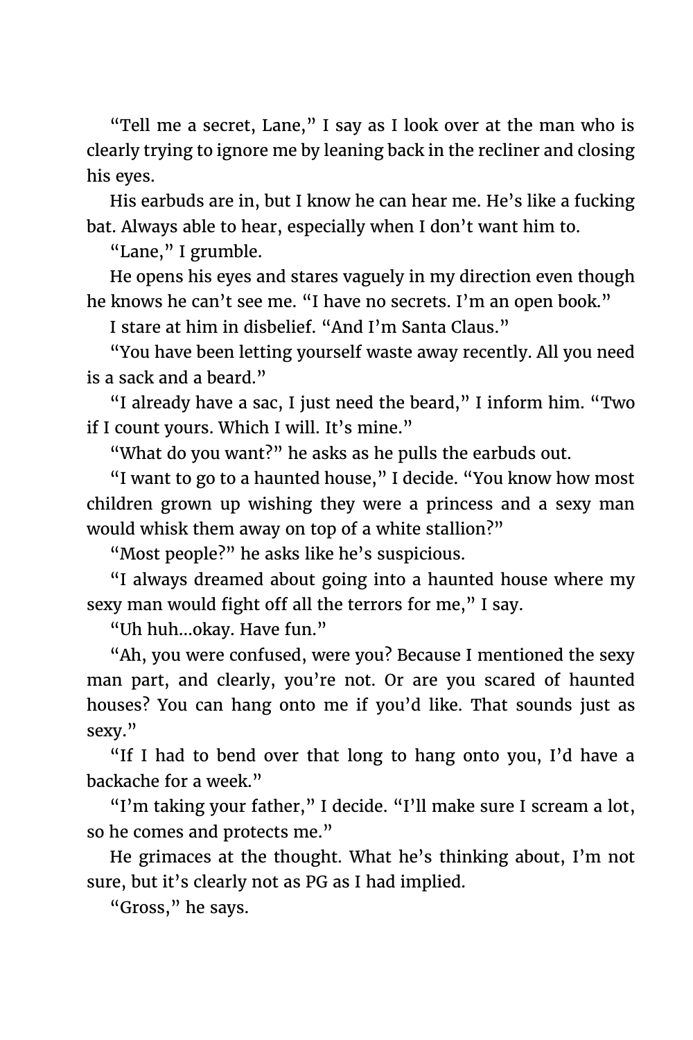"Tell me a secret, Lane," I say as I look over at the man who is clearly trying to ignore me by leaning back in the recliner and closing his eyes.

His earbuds are in, but I know he can hear me. He's like a fucking bat. Always able to hear, especially when I don't want him to.

"Lane," I grumble.

He opens his eyes and stares vaguely in my direction even though he knows he can't see me. "I have no secrets. I'm an open book."

I stare at him in disbelief. "And I'm Santa Claus."

"You have been letting yourself waste away recently. All you need is a sack and a beard."

"I already have a sac, I just need the beard," I inform him. "Two if I count yours. Which I will. It's mine."

"What do you want?" he asks as he pulls the earbuds out.

"I want to go to a haunted house," I decide. "You know how most children grown up wishing they were a princess and a sexy man would whisk them away on top of a white stallion?"

"Most people?" he asks like he's suspicious.

"I always dreamed about going into a haunted house where my sexy man would fight off all the terrors for me," I say.

"Uh huh…okay. Have fun."

"Ah, you were confused, were you? Because I mentioned the sexy man part, and clearly, you're not. Or are you scared of haunted houses? You can hang onto me if you'd like. That sounds just as sexy."

"If I had to bend over that long to hang onto you, I'd have a backache for a week."

"I'm taking your father," I decide. "I'll make sure I scream a lot, so he comes and protects me."

He grimaces at the thought. What he's thinking about, I'm not sure, but it's clearly not as PG as I had implied.

"Gross," he says.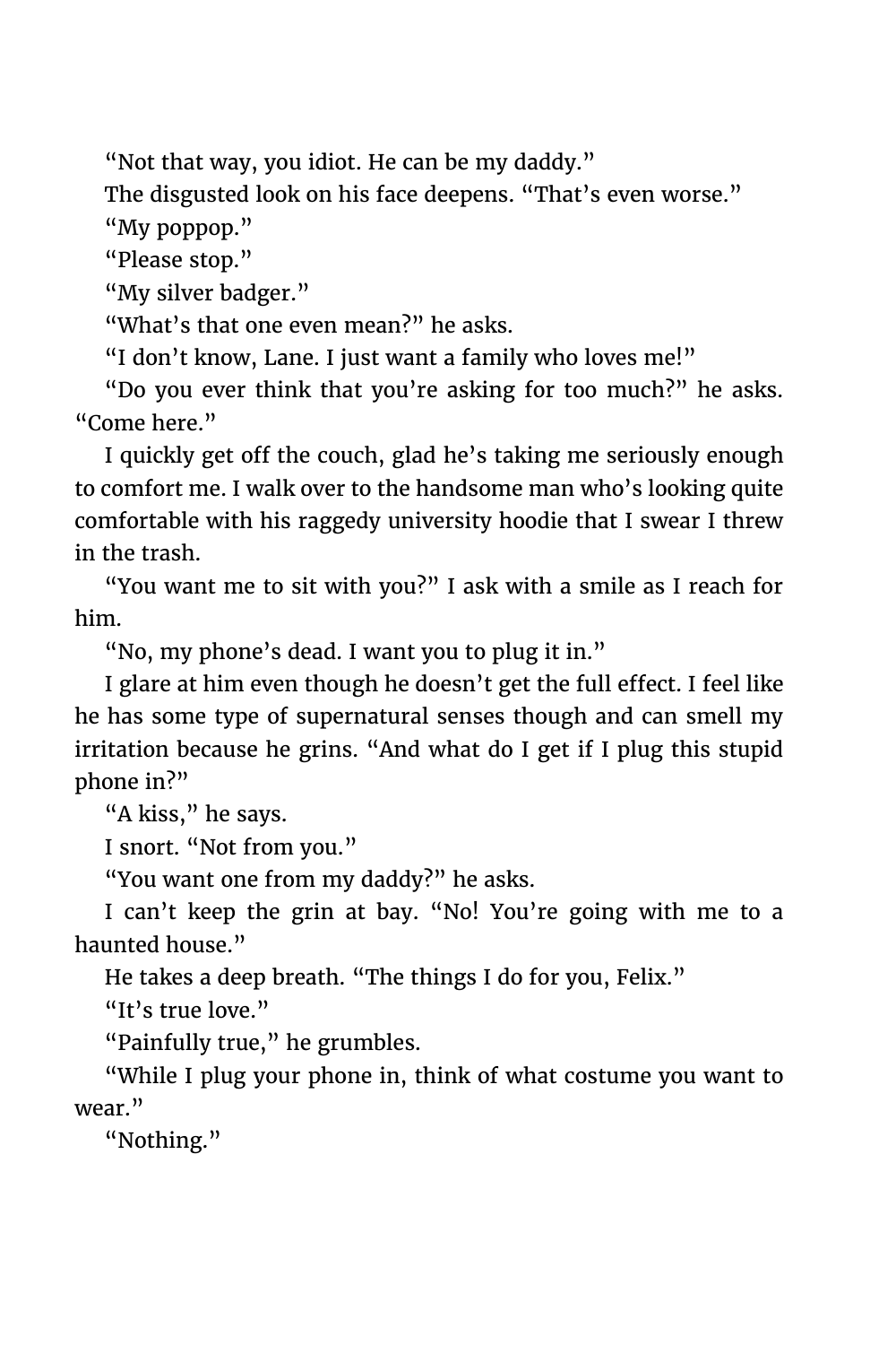"Not that way, you idiot. He can be my daddy."

The disgusted look on his face deepens. "That's even worse."

"My poppop."

"Please stop."

"My silver badger."

"What's that one even mean?" he asks.

"I don't know, Lane. I just want a family who loves me!"

"Do you ever think that you're asking for too much?" he asks. "Come here."

I quickly get off the couch, glad he's taking me seriously enough to comfort me. I walk over to the handsome man who's looking quite comfortable with his raggedy university hoodie that I swear I threw in the trash.

"You want me to sit with you?" I ask with a smile as I reach for him.

"No, my phone's dead. I want you to plug it in."

I glare at him even though he doesn't get the full effect. I feel like he has some type of supernatural senses though and can smell my irritation because he grins. "And what do I get if I plug this stupid phone in?"

"A kiss," he says.

I snort. "Not from you."

"You want one from my daddy?" he asks.

I can't keep the grin at bay. "No! You're going with me to a haunted house."

He takes a deep breath. "The things I do for you, Felix."

"It's true love."

"Painfully true," he grumbles.

"While I plug your phone in, think of what costume you want to wear."

"Nothing."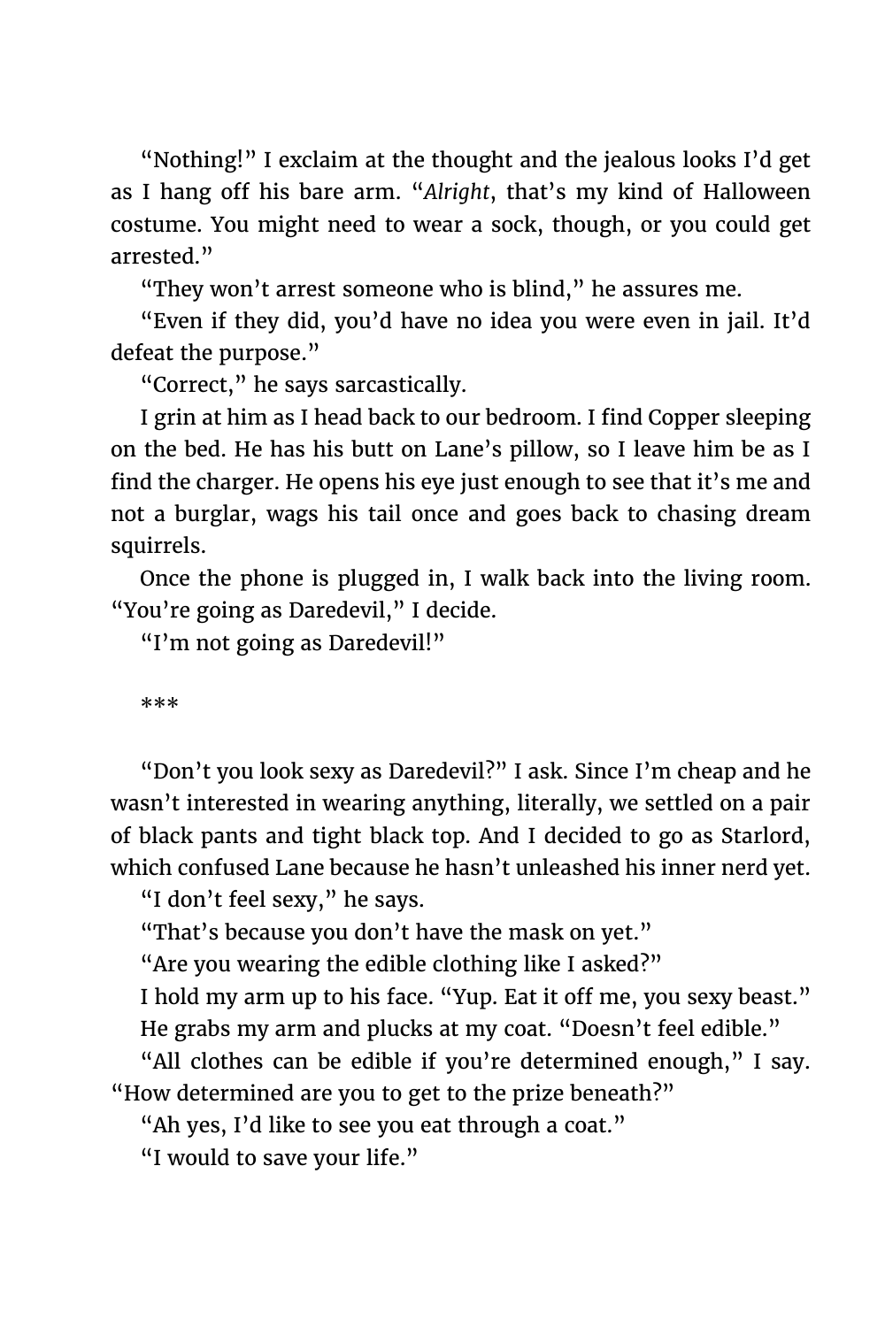"Nothing!" I exclaim at the thought and the jealous looks I'd get as I hang off his bare arm. "*Alright*, that's my kind of Halloween costume. You might need to wear a sock, though, or you could get arrested."

"They won't arrest someone who is blind," he assures me.

"Even if they did, you'd have no idea you were even in jail. It'd defeat the purpose."

"Correct," he says sarcastically.

I grin at him as I head back to our bedroom. I find Copper sleeping on the bed. He has his butt on Lane's pillow, so I leave him be as I find the charger. He opens his eye just enough to see that it's me and not a burglar, wags his tail once and goes back to chasing dream squirrels.

Once the phone is plugged in, I walk back into the living room. "You're going as Daredevil," I decide.

"I'm not going as Daredevil!"

***

"Don't you look sexy as Daredevil?" I ask. Since I'm cheap and he wasn't interested in wearing anything, literally, we settled on a pair of black pants and tight black top. And I decided to go as Starlord, which confused Lane because he hasn't unleashed his inner nerd yet.

"I don't feel sexy," he says.

"That's because you don't have the mask on yet."

"Are you wearing the edible clothing like I asked?"

I hold my arm up to his face. "Yup. Eat it off me, you sexy beast."

He grabs my arm and plucks at my coat. "Doesn't feel edible."

"All clothes can be edible if you're determined enough," I say. "How determined are you to get to the prize beneath?"

"Ah yes, I'd like to see you eat through a coat."

"I would to save your life."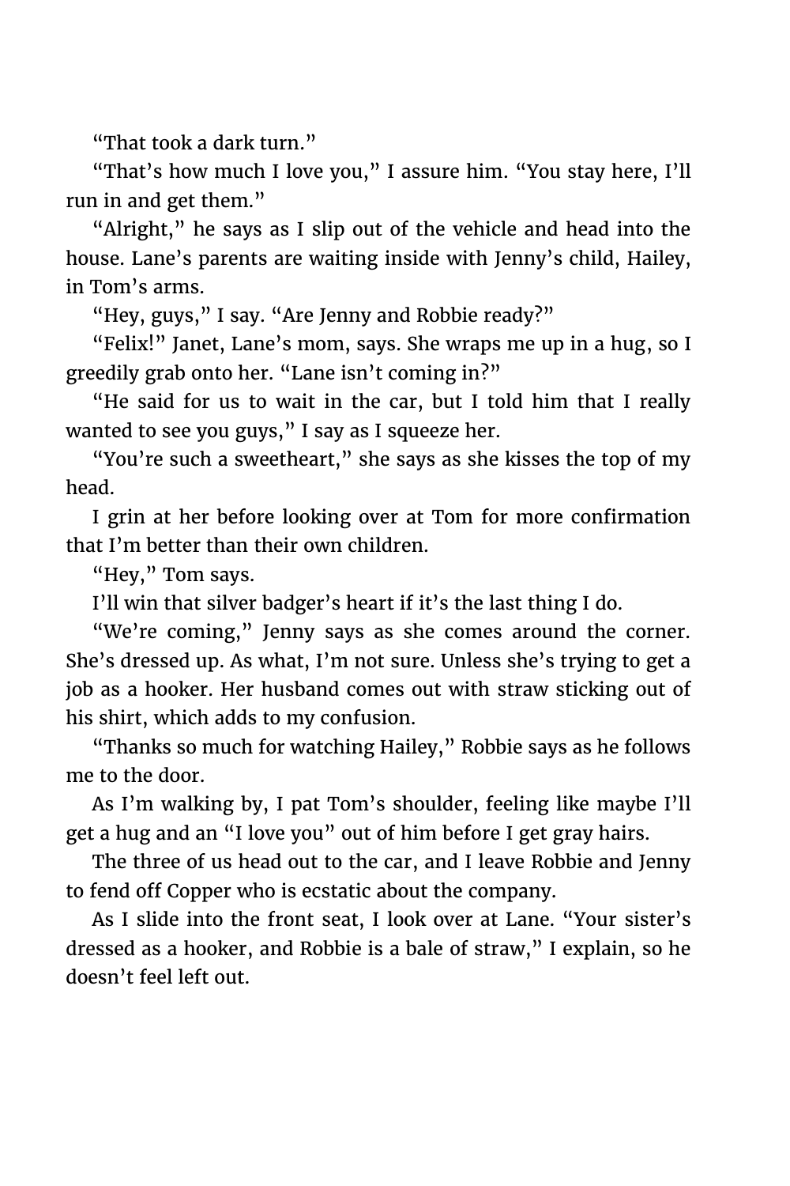"That took a dark turn."

"That's how much I love you," I assure him. "You stay here, I'll run in and get them."

"Alright," he says as I slip out of the vehicle and head into the house. Lane's parents are waiting inside with Jenny's child, Hailey, in Tom's arms.

"Hey, guys," I say. "Are Jenny and Robbie ready?"

"Felix!" Janet, Lane's mom, says. She wraps me up in a hug, so I greedily grab onto her. "Lane isn't coming in?"

"He said for us to wait in the car, but I told him that I really wanted to see you guys," I say as I squeeze her.

"You're such a sweetheart," she says as she kisses the top of my head.

I grin at her before looking over at Tom for more confirmation that I'm better than their own children.

"Hey," Tom says.

I'll win that silver badger's heart if it's the last thing I do.

"We're coming," Jenny says as she comes around the corner. She's dressed up. As what, I'm not sure. Unless she's trying to get a job as a hooker. Her husband comes out with straw sticking out of his shirt, which adds to my confusion.

"Thanks so much for watching Hailey," Robbie says as he follows me to the door.

As I'm walking by, I pat Tom's shoulder, feeling like maybe I'll get a hug and an "I love you" out of him before I get gray hairs.

The three of us head out to the car, and I leave Robbie and Jenny to fend off Copper who is ecstatic about the company.

As I slide into the front seat, I look over at Lane. "Your sister's dressed as a hooker, and Robbie is a bale of straw," I explain, so he doesn't feel left out.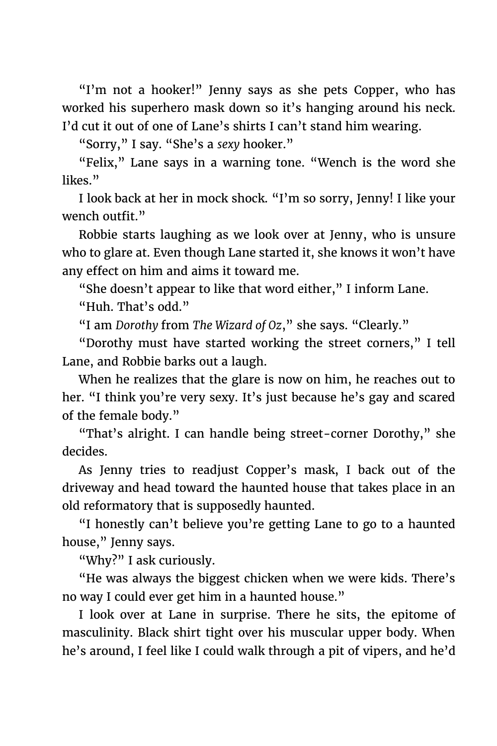"I'm not a hooker!" Jenny says as she pets Copper, who has worked his superhero mask down so it's hanging around his neck. I'd cut it out of one of Lane's shirts I can't stand him wearing.

"Sorry," I say. "She's a *sexy* hooker."

"Felix," Lane says in a warning tone. "Wench is the word she likes."

I look back at her in mock shock. "I'm so sorry, Jenny! I like your wench outfit."

Robbie starts laughing as we look over at Jenny, who is unsure who to glare at. Even though Lane started it, she knows it won't have any effect on him and aims it toward me.

"She doesn't appear to like that word either," I inform Lane.

"Huh. That's odd."

"I am *Dorothy* from *The Wizard of Oz*," she says. "Clearly."

"Dorothy must have started working the street corners," I tell Lane, and Robbie barks out a laugh.

When he realizes that the glare is now on him, he reaches out to her. "I think you're very sexy. It's just because he's gay and scared of the female body."

"That's alright. I can handle being street-corner Dorothy," she decides.

As Jenny tries to readjust Copper's mask, I back out of the driveway and head toward the haunted house that takes place in an old reformatory that is supposedly haunted.

"I honestly can't believe you're getting Lane to go to a haunted house," Jenny says.

"Why?" I ask curiously.

"He was always the biggest chicken when we were kids. There's no way I could ever get him in a haunted house."

I look over at Lane in surprise. There he sits, the epitome of masculinity. Black shirt tight over his muscular upper body. When he's around, I feel like I could walk through a pit of vipers, and he'd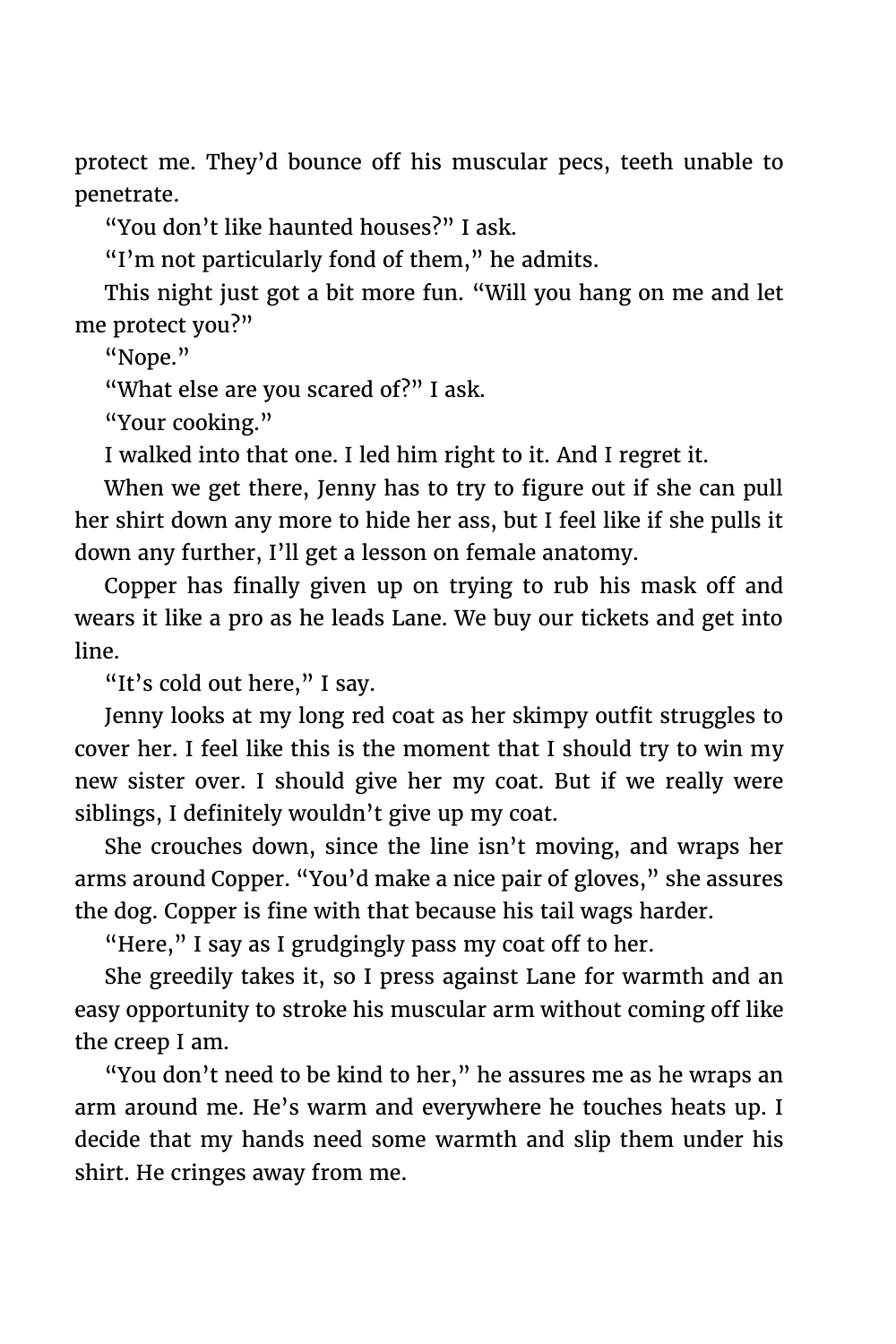protect me. They'd bounce off his muscular pecs, teeth unable to penetrate.

"You don't like haunted houses?" I ask.

"I'm not particularly fond of them," he admits.

This night just got a bit more fun. "Will you hang on me and let me protect you?"

"Nope."

"What else are you scared of?" I ask.

"Your cooking."

I walked into that one. I led him right to it. And I regret it.

When we get there, Jenny has to try to figure out if she can pull her shirt down any more to hide her ass, but I feel like if she pulls it down any further, I'll get a lesson on female anatomy.

Copper has finally given up on trying to rub his mask off and wears it like a pro as he leads Lane. We buy our tickets and get into line.

"It's cold out here," I say.

Jenny looks at my long red coat as her skimpy outfit struggles to cover her. I feel like this is the moment that I should try to win my new sister over. I should give her my coat. But if we really were siblings, I definitely wouldn't give up my coat.

She crouches down, since the line isn't moving, and wraps her arms around Copper. "You'd make a nice pair of gloves," she assures the dog. Copper is fine with that because his tail wags harder.

"Here," I say as I grudgingly pass my coat off to her.

She greedily takes it, so I press against Lane for warmth and an easy opportunity to stroke his muscular arm without coming off like the creep I am.

"You don't need to be kind to her," he assures me as he wraps an arm around me. He's warm and everywhere he touches heats up. I decide that my hands need some warmth and slip them under his shirt. He cringes away from me.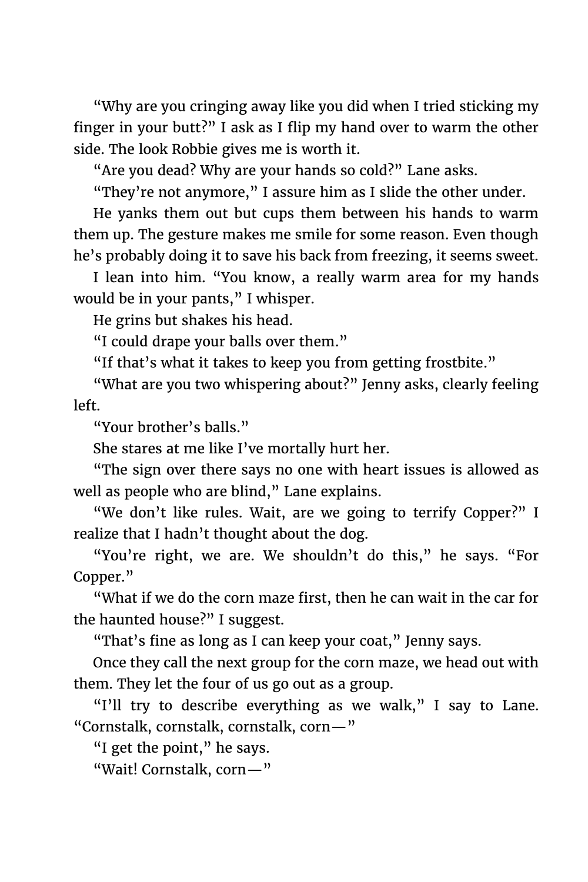"Why are you cringing away like you did when I tried sticking my finger in your butt?" I ask as I flip my hand over to warm the other side. The look Robbie gives me is worth it.

"Are you dead? Why are your hands so cold?" Lane asks.

"They're not anymore," I assure him as I slide the other under.

He yanks them out but cups them between his hands to warm them up. The gesture makes me smile for some reason. Even though he's probably doing it to save his back from freezing, it seems sweet.

I lean into him. "You know, a really warm area for my hands would be in your pants," I whisper.

He grins but shakes his head.

"I could drape your balls over them."

"If that's what it takes to keep you from getting frostbite."

"What are you two whispering about?" Jenny asks, clearly feeling left.

"Your brother's balls."

She stares at me like I've mortally hurt her.

"The sign over there says no one with heart issues is allowed as well as people who are blind," Lane explains.

"We don't like rules. Wait, are we going to terrify Copper?" I realize that I hadn't thought about the dog.

"You're right, we are. We shouldn't do this," he says. "For Copper."

"What if we do the corn maze first, then he can wait in the car for the haunted house?" I suggest.

"That's fine as long as I can keep your coat," Jenny says.

Once they call the next group for the corn maze, we head out with them. They let the four of us go out as a group.

"I'll try to describe everything as we walk," I say to Lane. "Cornstalk, cornstalk, cornstalk, corn—"

"I get the point," he says.

"Wait! Cornstalk, corn—"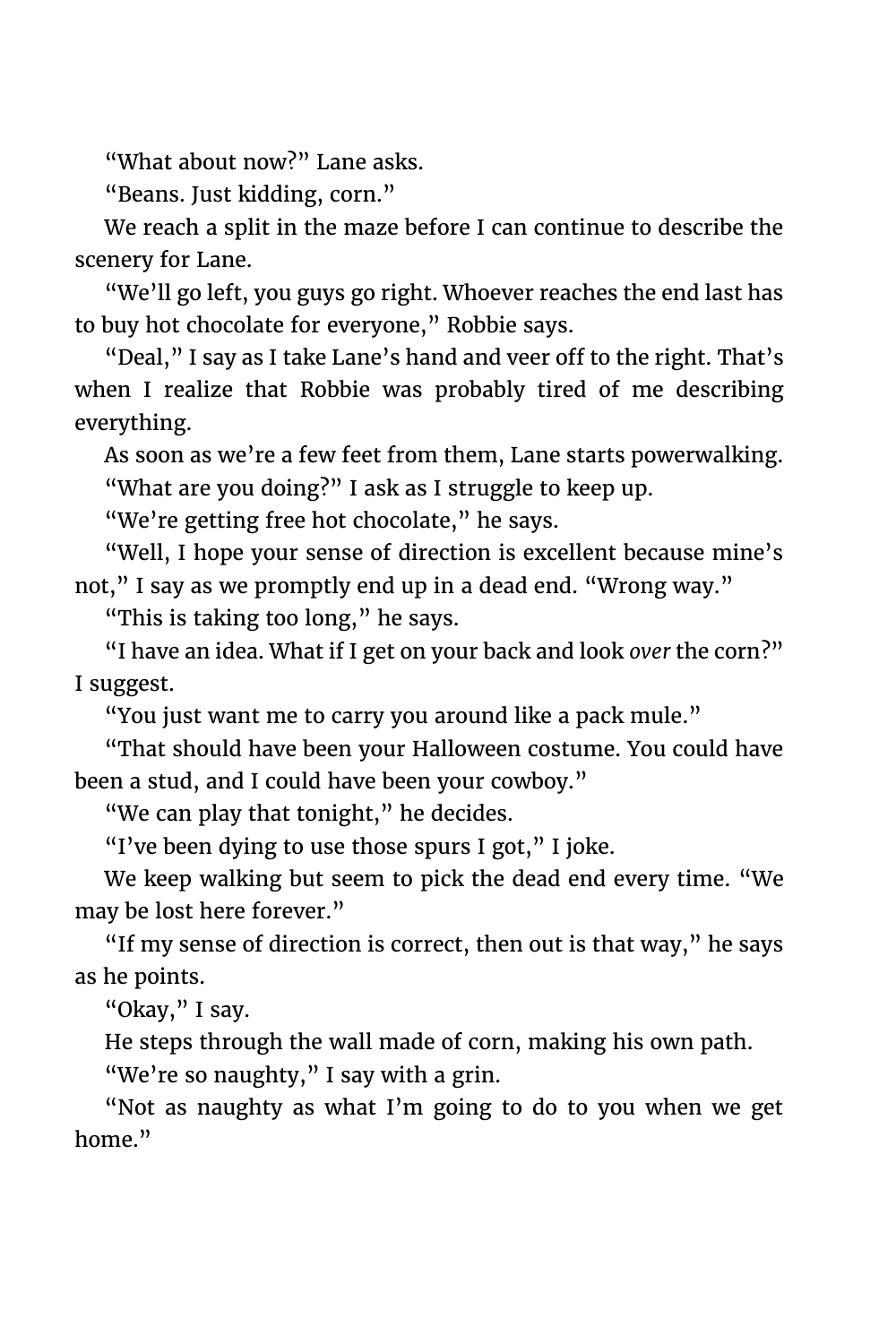"What about now?" Lane asks.

"Beans. Just kidding, corn."

We reach a split in the maze before I can continue to describe the scenery for Lane.

"We'll go left, you guys go right. Whoever reaches the end last has to buy hot chocolate for everyone," Robbie says.

"Deal," I say as I take Lane's hand and veer off to the right. That's when I realize that Robbie was probably tired of me describing everything.

As soon as we're a few feet from them, Lane starts powerwalking.

"What are you doing?" I ask as I struggle to keep up.

"We're getting free hot chocolate," he says.

"Well, I hope your sense of direction is excellent because mine's not," I say as we promptly end up in a dead end. "Wrong way."

"This is taking too long," he says.

"I have an idea. What if I get on your back and look *over* the corn?" I suggest.

"You just want me to carry you around like a pack mule."

"That should have been your Halloween costume. You could have been a stud, and I could have been your cowboy."

"We can play that tonight," he decides.

"I've been dying to use those spurs I got," I joke.

We keep walking but seem to pick the dead end every time. "We may be lost here forever."

"If my sense of direction is correct, then out is that way," he says as he points.

"Okay," I say.

He steps through the wall made of corn, making his own path.

"We're so naughty," I say with a grin.

"Not as naughty as what I'm going to do to you when we get home."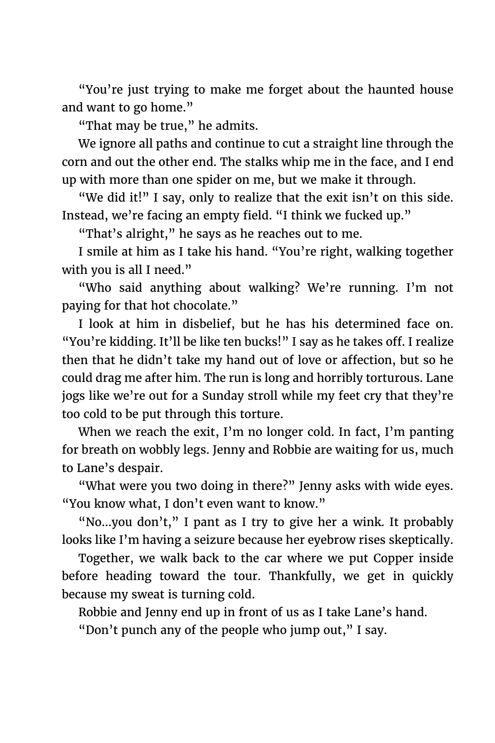"You're just trying to make me forget about the haunted house and want to go home."

"That may be true," he admits.

We ignore all paths and continue to cut a straight line through the corn and out the other end. The stalks whip me in the face, and I end up with more than one spider on me, but we make it through.

"We did it!" I say, only to realize that the exit isn't on this side. Instead, we're facing an empty field. "I think we fucked up."

"That's alright," he says as he reaches out to me.

I smile at him as I take his hand. "You're right, walking together with you is all I need."

"Who said anything about walking? We're running. I'm not paying for that hot chocolate."

I look at him in disbelief, but he has his determined face on. "You're kidding. It'll be like ten bucks!" I say as he takes off. I realize then that he didn't take my hand out of love or affection, but so he could drag me after him. The run is long and horribly torturous. Lane jogs like we're out for a Sunday stroll while my feet cry that they're too cold to be put through this torture.

When we reach the exit, I'm no longer cold. In fact, I'm panting for breath on wobbly legs. Jenny and Robbie are waiting for us, much to Lane's despair.

"What were you two doing in there?" Jenny asks with wide eyes. "You know what, I don't even want to know."

"No…you don't," I pant as I try to give her a wink. It probably looks like I'm having a seizure because her eyebrow rises skeptically.

Together, we walk back to the car where we put Copper inside before heading toward the tour. Thankfully, we get in quickly because my sweat is turning cold.

Robbie and Jenny end up in front of us as I take Lane's hand.

"Don't punch any of the people who jump out," I say.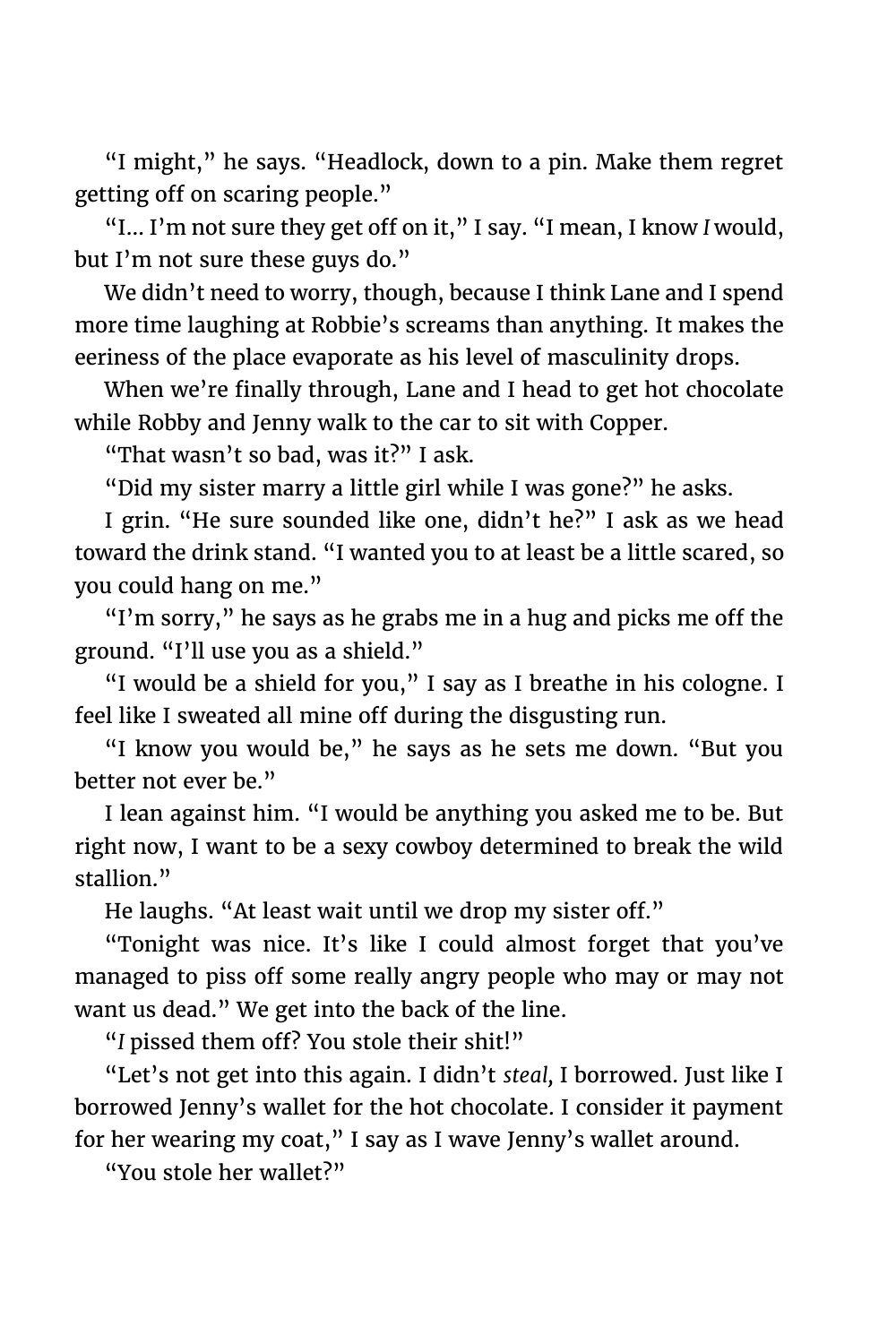"I might," he says. "Headlock, down to a pin. Make them regret getting off on scaring people."

"I… I'm not sure they get off on it," I say. "I mean, I know *I* would, but I'm not sure these guys do."

We didn't need to worry, though, because I think Lane and I spend more time laughing at Robbie's screams than anything. It makes the eeriness of the place evaporate as his level of masculinity drops.

When we're finally through, Lane and I head to get hot chocolate while Robby and Jenny walk to the car to sit with Copper.

"That wasn't so bad, was it?" I ask.

"Did my sister marry a little girl while I was gone?" he asks.

I grin. "He sure sounded like one, didn't he?" I ask as we head toward the drink stand. "I wanted you to at least be a little scared, so you could hang on me."

"I'm sorry," he says as he grabs me in a hug and picks me off the ground. "I'll use you as a shield."

"I would be a shield for you," I say as I breathe in his cologne. I feel like I sweated all mine off during the disgusting run.

"I know you would be," he says as he sets me down. "But you better not ever be."

I lean against him. "I would be anything you asked me to be. But right now, I want to be a sexy cowboy determined to break the wild stallion."

He laughs. "At least wait until we drop my sister off."

"Tonight was nice. It's like I could almost forget that you've managed to piss off some really angry people who may or may not want us dead." We get into the back of the line.

"*I* pissed them off? You stole their shit!"

"Let's not get into this again. I didn't *steal*, I borrowed. Just like I borrowed Jenny's wallet for the hot chocolate. I consider it payment for her wearing my coat," I say as I wave Jenny's wallet around.

"You stole her wallet?"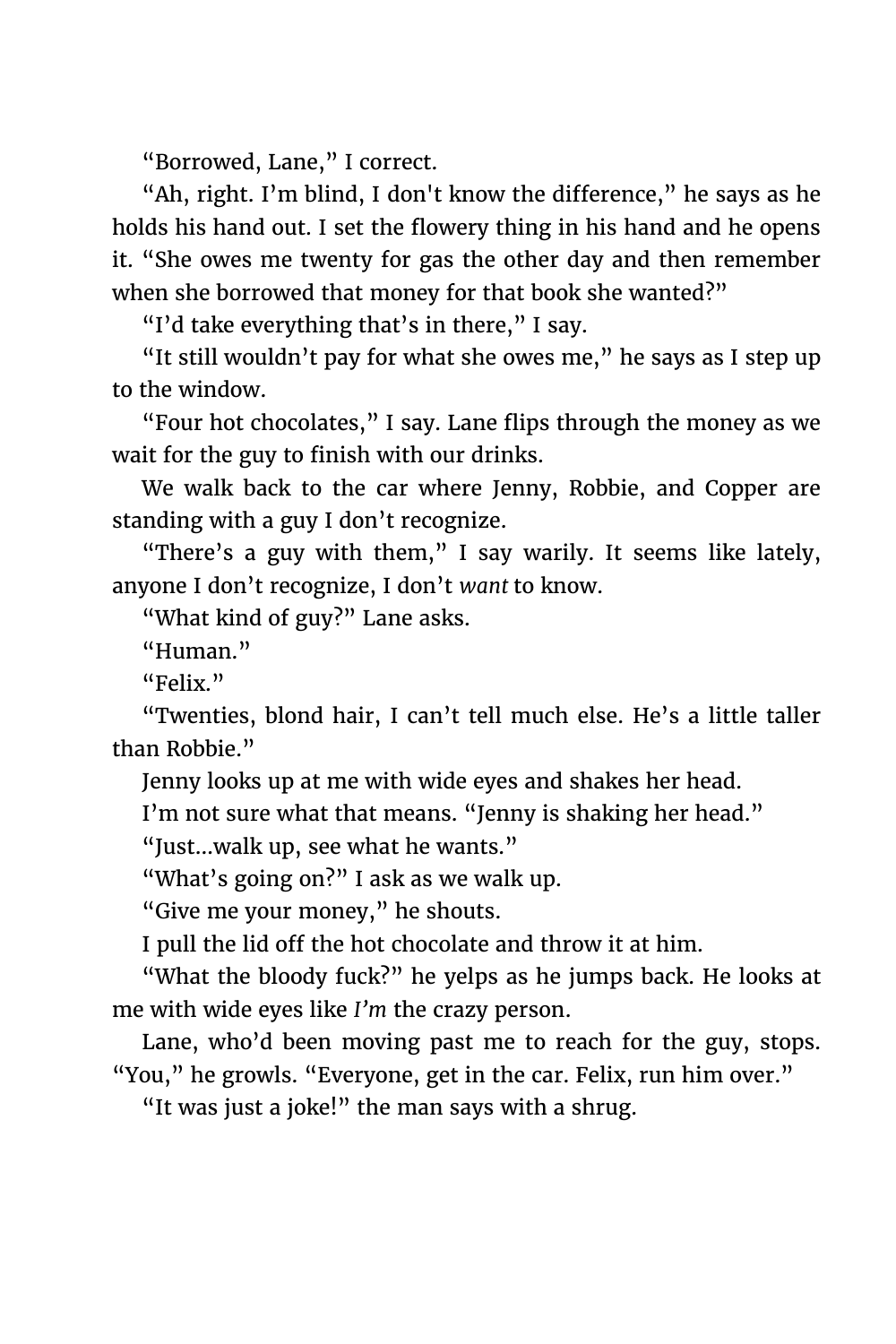"Borrowed, Lane," I correct.

"Ah, right. I'm blind, I don't know the difference," he says as he holds his hand out. I set the flowery thing in his hand and he opens it. "She owes me twenty for gas the other day and then remember when she borrowed that money for that book she wanted?"

"I'd take everything that's in there," I say.

"It still wouldn't pay for what she owes me," he says as I step up to the window.

"Four hot chocolates," I say. Lane flips through the money as we wait for the guy to finish with our drinks.

We walk back to the car where Jenny, Robbie, and Copper are standing with a guy I don't recognize.

"There's a guy with them," I say warily. It seems like lately, anyone I don't recognize, I don't *want* to know.

"What kind of guy?" Lane asks.

"Human."

"Felix."

"Twenties, blond hair, I can't tell much else. He's a little taller than Robbie."

Jenny looks up at me with wide eyes and shakes her head.

I'm not sure what that means. "Jenny is shaking her head."

"Just...walk up, see what he wants."

"What's going on?" I ask as we walk up.

"Give me your money," he shouts.

I pull the lid off the hot chocolate and throw it at him.

"What the bloody fuck?" he yelps as he jumps back. He looks at me with wide eyes like *I'm* the crazy person.

Lane, who'd been moving past me to reach for the guy, stops. "You," he growls. "Everyone, get in the car. Felix, run him over."

"It was just a joke!" the man says with a shrug.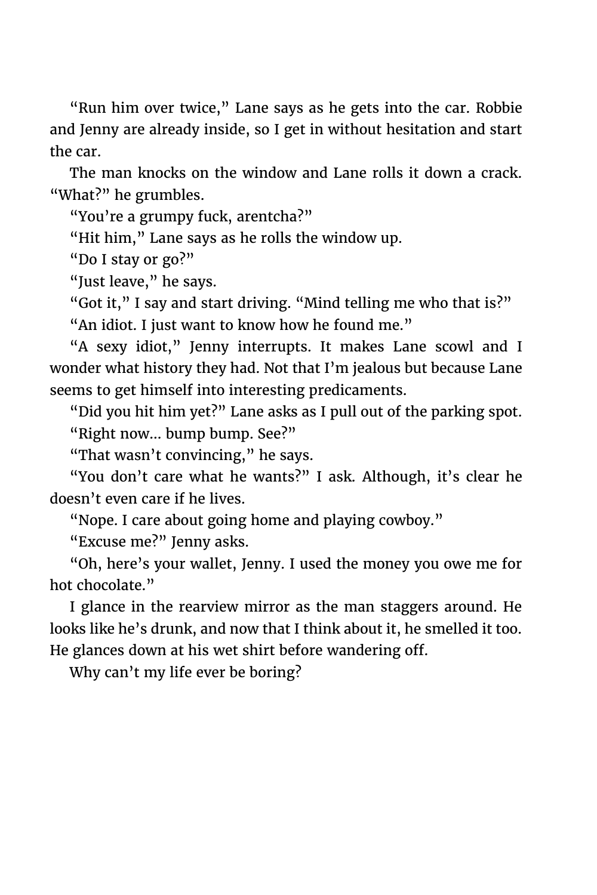"Run him over twice," Lane says as he gets into the car. Robbie and Jenny are already inside, so I get in without hesitation and start the car.

The man knocks on the window and Lane rolls it down a crack. "What?" he grumbles.

"You're a grumpy fuck, arentcha?"

"Hit him," Lane says as he rolls the window up.

"Do I stay or go?"

"Just leave," he says.

"Got it," I say and start driving. "Mind telling me who that is?"

"An idiot. I just want to know how he found me."

"A sexy idiot," Jenny interrupts. It makes Lane scowl and I wonder what history they had. Not that I'm jealous but because Lane seems to get himself into interesting predicaments.

"Did you hit him yet?" Lane asks as I pull out of the parking spot.

"Right now… bump bump. See?"

"That wasn't convincing," he says.

"You don't care what he wants?" I ask. Although, it's clear he doesn't even care if he lives.

"Nope. I care about going home and playing cowboy."

"Excuse me?" Jenny asks.

"Oh, here's your wallet, Jenny. I used the money you owe me for hot chocolate."

I glance in the rearview mirror as the man staggers around. He looks like he's drunk, and now that I think about it, he smelled it too. He glances down at his wet shirt before wandering off.

Why can't my life ever be boring?